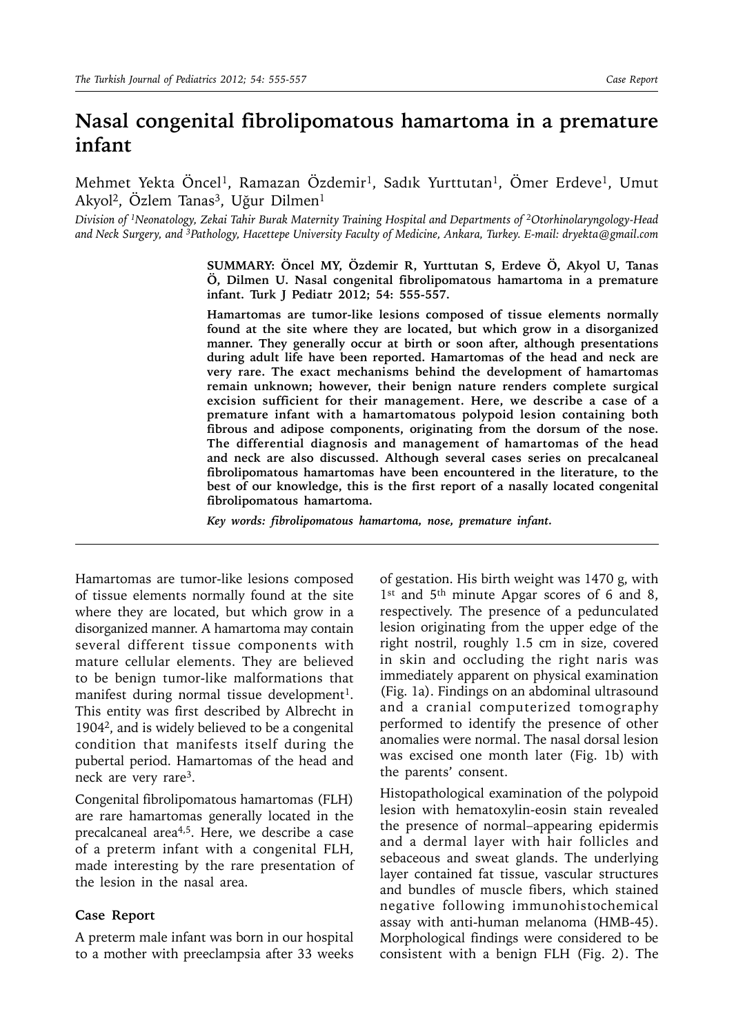# Nasal congenital fibrolipomatous hamartoma in a premature infant

Mehmet Yekta Öncel[1], Ramazan Özdemir[1], Sadık Yurttutan[1], Ömer Erdeve[1], Umut Akyol[2], Özlem Tanas[3], Uğur Dilmen[1]

*Division of [1]Neonatology, Zekai Tahir Burak Maternity Training Hospital and Departments of [2]Otorhinolaryngology-Head and Neck Surgery, and [3]Pathology, Hacettepe University Faculty of Medicine, Ankara, Turkey. E-mail: dryekta@gmail.com*

**SUMMARY: Öncel MY, Özdemir R, Yurttutan S, Erdeve Ö, Akyol U, Tanas Ö, Dilmen U. Nasal congenital fibrolipomatous hamartoma in a premature infant. Turk J Pediatr 2012; 54: 555-557.**

**Hamartomas are tumor-like lesions composed of tissue elements normally found at the site where they are located, but which grow in a disorganized manner. They generally occur at birth or soon after, although presentations during adult life have been reported. Hamartomas of the head and neck are very rare. The exact mechanisms behind the development of hamartomas remain unknown; however, their benign nature renders complete surgical excision sufficient for their management. Here, we describe a case of a premature infant with a hamartomatous polypoid lesion containing both fibrous and adipose components, originating from the dorsum of the nose. The differential diagnosis and management of hamartomas of the head and neck are also discussed. Although several cases series on precalcaneal fibrolipomatous hamartomas have been encountered in the literature, to the best of our knowledge, this is the first report of a nasally located congenital fibrolipomatous hamartoma.**

***Key words: fibrolipomatous hamartoma, nose, premature infant.***

---

Hamartomas are tumor-like lesions composed of tissue elements normally found at the site where they are located, but which grow in a disorganized manner. A hamartoma may contain several different tissue components with mature cellular elements. They are believed to be benign tumor-like malformations that manifest during normal tissue development[1]. This entity was first described by Albrecht in 1904[2], and is widely believed to be a congenital condition that manifests itself during the pubertal period. Hamartomas of the head and neck are very rare[3].

Congenital fibrolipomatous hamartomas (FLH) are rare hamartomas generally located in the precalcaneal area[4,5]. Here, we describe a case of a preterm infant with a congenital FLH, made interesting by the rare presentation of the lesion in the nasal area.

## Case Report

A preterm male infant was born in our hospital to a mother with preeclampsia after 33 weeks of gestation. His birth weight was 1470 g, with 1st and 5th minute Apgar scores of 6 and 8, respectively. The presence of a pedunculated lesion originating from the upper edge of the right nostril, roughly 1.5 cm in size, covered in skin and occluding the right naris was immediately apparent on physical examination (Fig. 1a). Findings on an abdominal ultrasound and a cranial computerized tomography performed to identify the presence of other anomalies were normal. The nasal dorsal lesion was excised one month later (Fig. 1b) with the parents' consent.

Histopathological examination of the polypoid lesion with hematoxylin-eosin stain revealed the presence of normal–appearing epidermis and a dermal layer with hair follicles and sebaceous and sweat glands. The underlying layer contained fat tissue, vascular structures and bundles of muscle fibers, which stained negative following immunohistochemical assay with anti-human melanoma (HMB-45). Morphological findings were considered to be consistent with a benign FLH (Fig. 2). The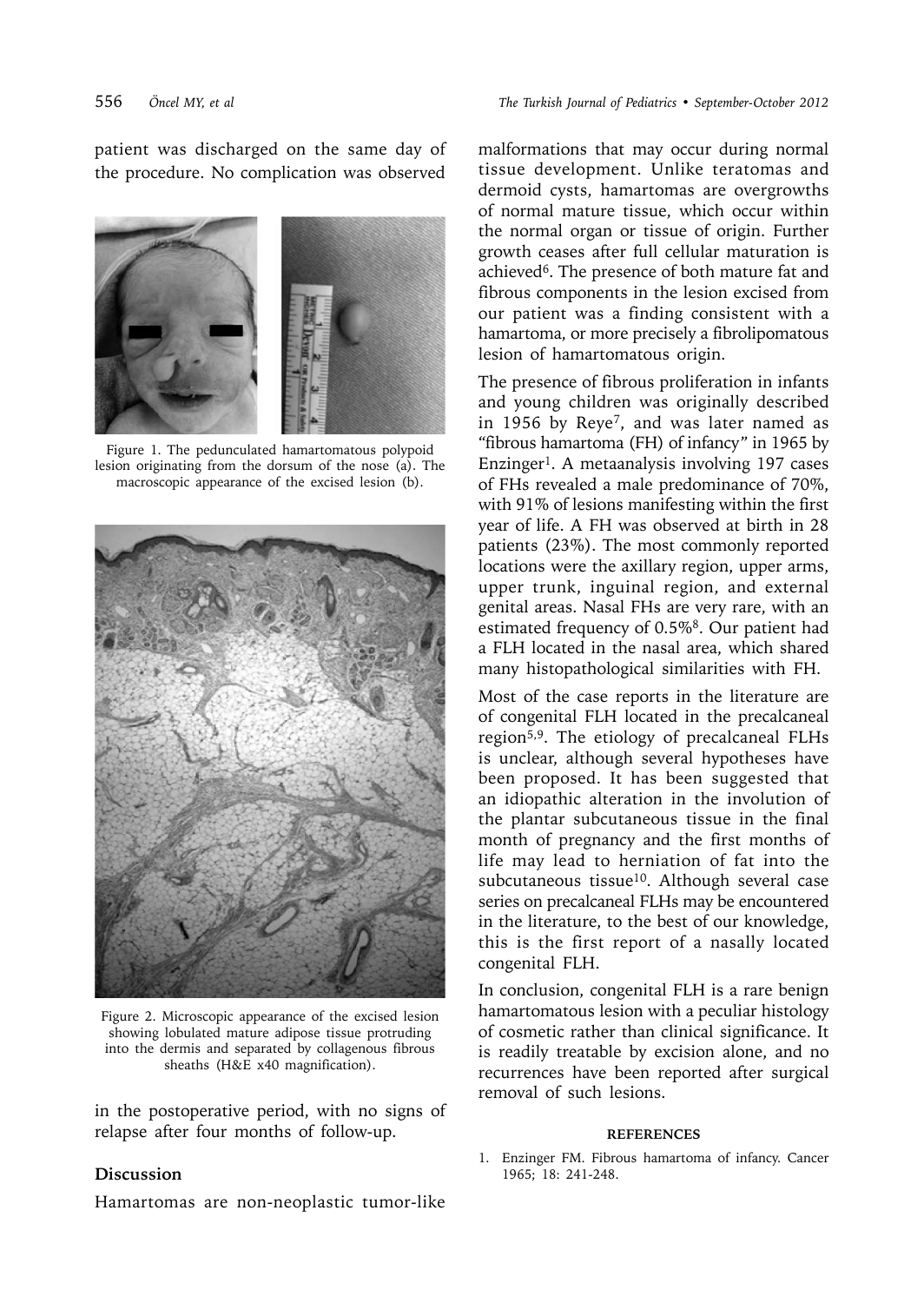patient was discharged on the same day of the procedure. No complication was observed in the postoperative period, with no signs of relapse after four months of follow-up.

Figure 1. The pedunculated hamartomatous polypoid lesion originating from the dorsum of the nose (a). The macroscopic appearance of the excised lesion (b).

Figure 2. Microscopic appearance of the excised lesion showing lobulated mature adipose tissue protruding into the dermis and separated by collagenous fibrous sheaths (H&E x40 magnification).

## Discussion

Hamartomas are non-neoplastic tumor-like malformations that may occur during normal tissue development. Unlike teratomas and dermoid cysts, hamartomas are overgrowths of normal mature tissue, which occur within the normal organ or tissue of origin. Further growth ceases after full cellular maturation is achieved[6]. The presence of both mature fat and fibrous components in the lesion excised from our patient was a finding consistent with a hamartoma, or more precisely a fibrolipomatous lesion of hamartomatous origin.

The presence of fibrous proliferation in infants and young children was originally described in 1956 by Reye[7], and was later named as "fibrous hamartoma (FH) of infancy" in 1965 by Enzinger[1]. A metaanalysis involving 197 cases of FHs revealed a male predominance of 70%, with 91% of lesions manifesting within the first year of life. A FH was observed at birth in 28 patients (23%). The most commonly reported locations were the axillary region, upper arms, upper trunk, inguinal region, and external genital areas. Nasal FHs are very rare, with an estimated frequency of 0.5%[8]. Our patient had a FLH located in the nasal area, which shared many histopathological similarities with FH.

Most of the case reports in the literature are of congenital FLH located in the precalcaneal region[5,9]. The etiology of precalcaneal FLHs is unclear, although several hypotheses have been proposed. It has been suggested that an idiopathic alteration in the involution of the plantar subcutaneous tissue in the final month of pregnancy and the first months of life may lead to herniation of fat into the subcutaneous tissue[10]. Although several case series on precalcaneal FLHs may be encountered in the literature, to the best of our knowledge, this is the first report of a nasally located congenital FLH.

In conclusion, congenital FLH is a rare benign hamartomatous lesion with a peculiar histology of cosmetic rather than clinical significance. It is readily treatable by excision alone, and no recurrences have been reported after surgical removal of such lesions.

## REFERENCES

1. Enzinger FM. Fibrous hamartoma of infancy. Cancer 1965; 18: 241-248.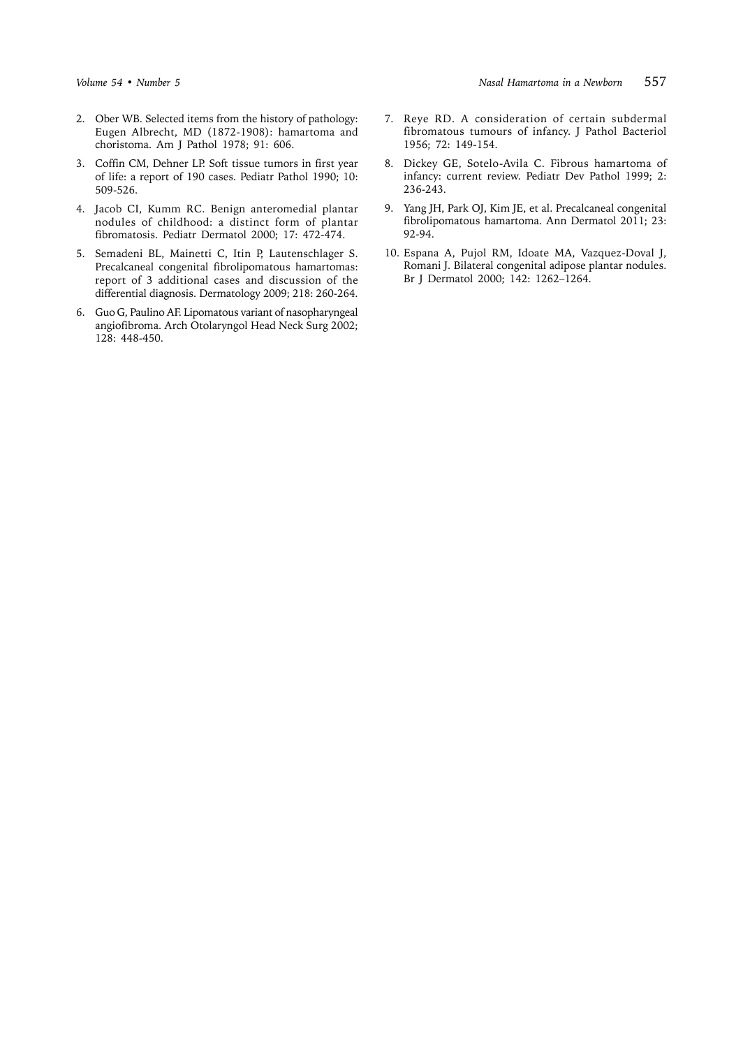2. Ober WB. Selected items from the history of pathology: Eugen Albrecht, MD (1872-1908): hamartoma and choristoma. Am J Pathol 1978; 91: 606.
3. Coffin CM, Dehner LP. Soft tissue tumors in first year of life: a report of 190 cases. Pediatr Pathol 1990; 10: 509-526.
4. Jacob CI, Kumm RC. Benign anteromedial plantar nodules of childhood: a distinct form of plantar fibromatosis. Pediatr Dermatol 2000; 17: 472-474.
5. Semadeni BL, Mainetti C, Itin P, Lautenschlager S. Precalcaneal congenital fibrolipomatous hamartomas: report of 3 additional cases and discussion of the differential diagnosis. Dermatology 2009; 218: 260-264.
6. Guo G, Paulino AF. Lipomatous variant of nasopharyngeal angiofibroma. Arch Otolaryngol Head Neck Surg 2002; 128: 448-450.
7. Reye RD. A consideration of certain subdermal fibromatous tumours of infancy. J Pathol Bacteriol 1956; 72: 149-154.
8. Dickey GE, Sotelo-Avila C. Fibrous hamartoma of infancy: current review. Pediatr Dev Pathol 1999; 2: 236-243.
9. Yang JH, Park OJ, Kim JE, et al. Precalcaneal congenital fibrolipomatous hamartoma. Ann Dermatol 2011; 23: 92-94.
10. Espana A, Pujol RM, Idoate MA, Vazquez-Doval J, Romani J. Bilateral congenital adipose plantar nodules. Br J Dermatol 2000; 142: 1262–1264.